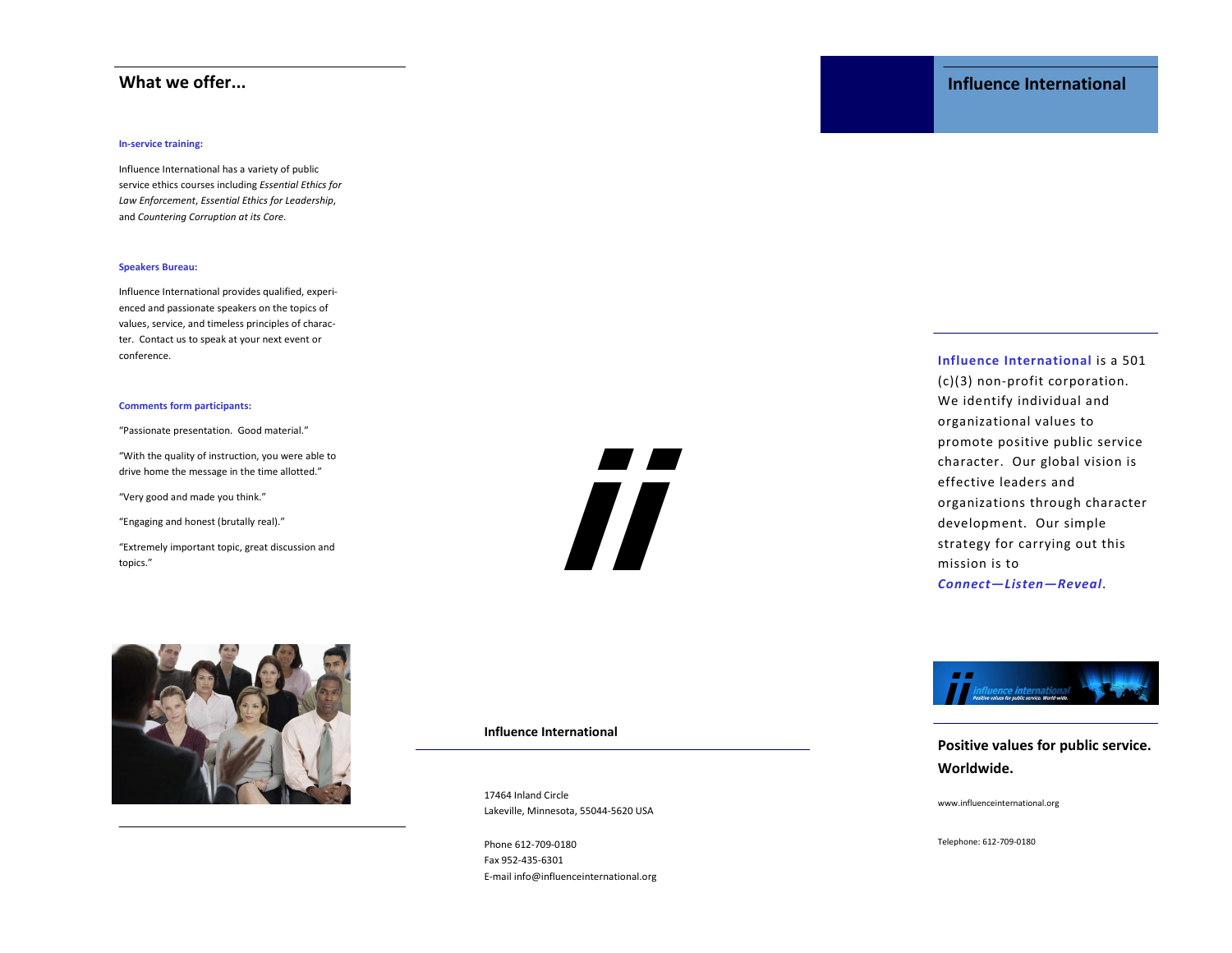## What we offer...

**In-service training:**

Influence International has a variety of public service ethics courses including *Essential Ethics for Law Enforcement*, *Essential Ethics for Leadership*, and *Countering Corruption at its Core*.

**Speakers Bureau:**

Influence International provides qualified, experienced and passionate speakers on the topics of values, service, and timeless principles of character. Contact us to speak at your next event or conference.

**Comments form participants:**

"Passionate presentation. Good material."

"With the quality of instruction, you were able to drive home the message in the time allotted."

"Very good and made you think."

"Engaging and honest (brutally real)."

"Extremely important topic, great discussion and topics."

**Influence International**

17464 Inland Circle
Lakeville, Minnesota, 55044-5620 USA

Phone 612-709-0180
Fax 952-435-6301
E-mail info@influenceinternational.org

## Influence International

**Influence International** is a 501 (c)(3) non-profit corporation. We identify individual and organizational values to promote positive public service character. Our global vision is effective leaders and organizations through character development. Our simple strategy for carrying out this mission is to ***Connect—Listen—Reveal***.

**Positive values for public service. Worldwide.**

www.influenceinternational.org

Telephone: 612-709-0180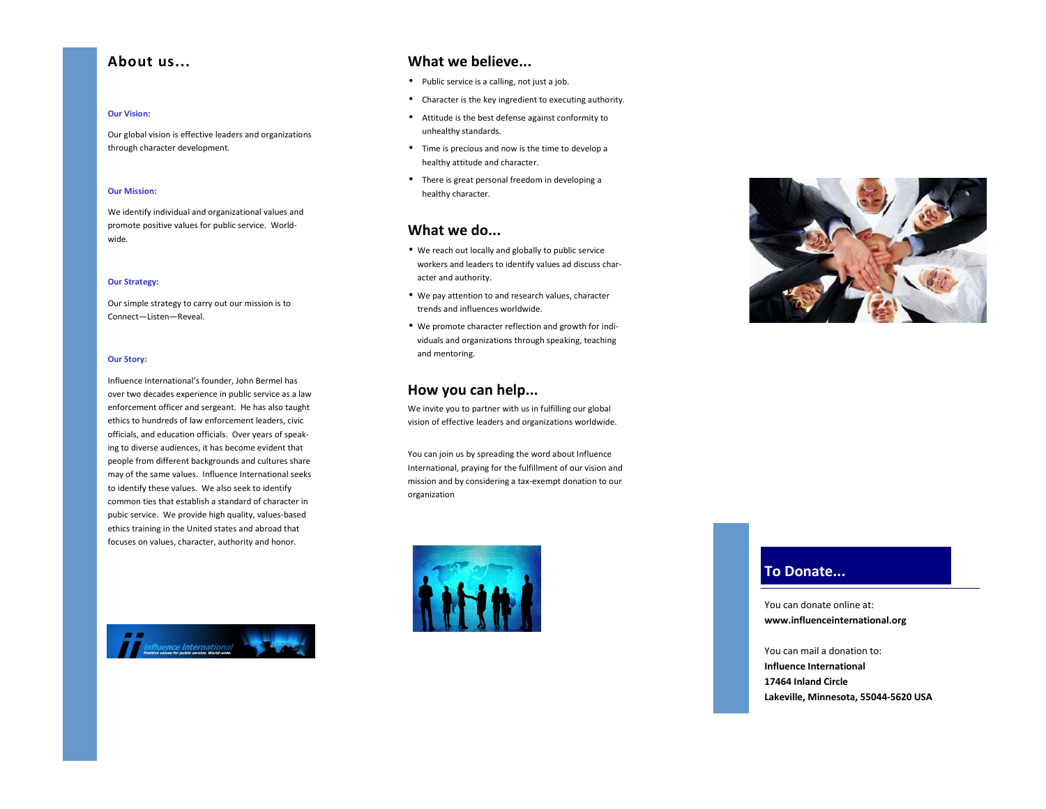## About us...

**Our Vision:**

Our global vision is effective leaders and organizations through character development.

**Our Mission:**

We identify individual and organizational values and promote positive values for public service. World-wide.

**Our Strategy:**

Our simple strategy to carry out our mission is to Connect—Listen—Reveal.

**Our Story:**

Influence International's founder, John Bermel has over two decades experience in public service as a law enforcement officer and sergeant. He has also taught ethics to hundreds of law enforcement leaders, civic officials, and education officials. Over years of speaking to diverse audiences, it has become evident that people from different backgrounds and cultures share may of the same values. Influence International seeks to identify these values. We also seek to identify common ties that establish a standard of character in pubic service. We provide high quality, values-based ethics training in the United states and abroad that focuses on values, character, authority and honor.

## What we believe...

- Public service is a calling, not just a job.
- Character is the key ingredient to executing authority.
- Attitude is the best defense against conformity to unhealthy standards.
- Time is precious and now is the time to develop a healthy attitude and character.
- There is great personal freedom in developing a healthy character.

## What we do...

- We reach out locally and globally to public service workers and leaders to identify values ad discuss character and authority.
- We pay attention to and research values, character trends and influences worldwide.
- We promote character reflection and growth for individuals and organizations through speaking, teaching and mentoring.

## How you can help...

We invite you to partner with us in fulfilling our global vision of effective leaders and organizations worldwide.

You can join us by spreading the word about Influence International, praying for the fulfillment of our vision and mission and by considering a tax-exempt donation to our organization

## To Donate...

You can donate online at:
**www.influenceinternational.org**

You can mail a donation to:
**Influence International**
**17464 Inland Circle**
**Lakeville, Minnesota, 55044-5620 USA**